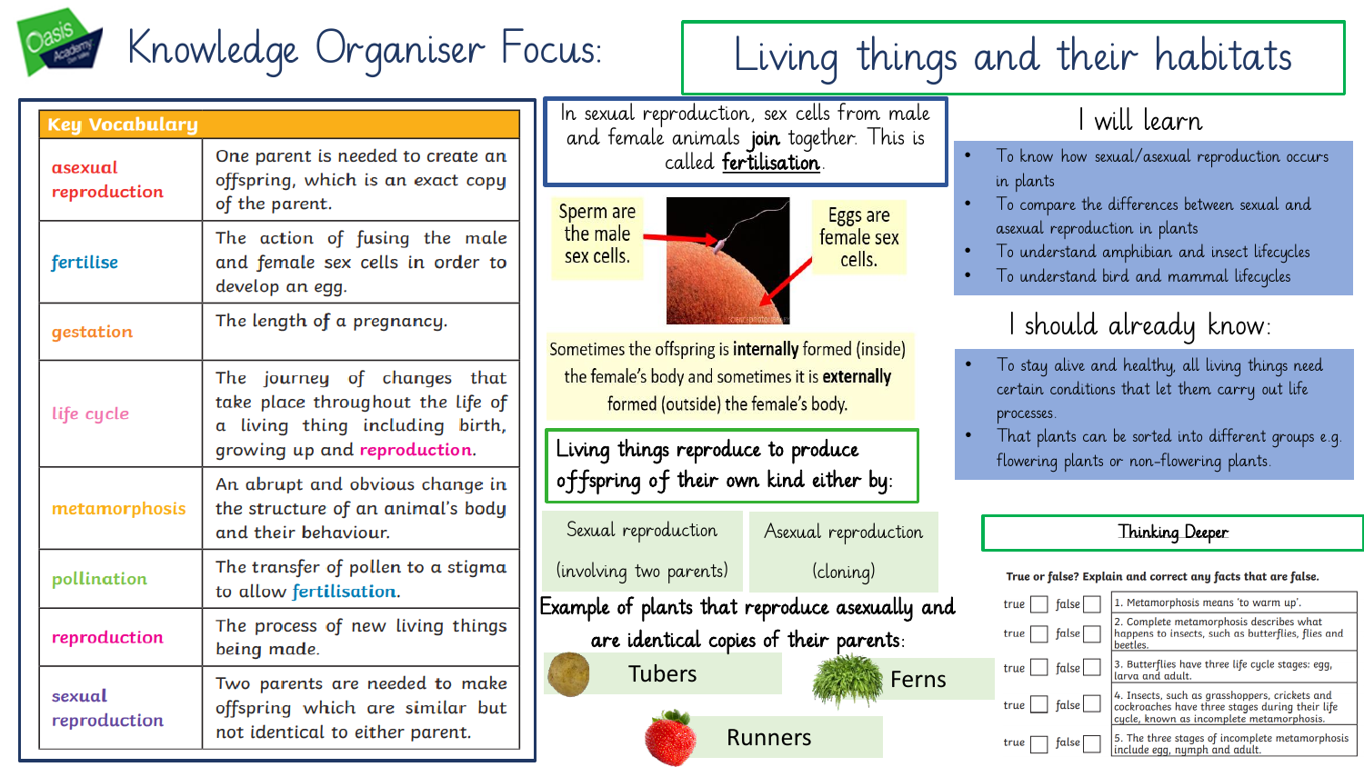# Knowledge Organiser Focus: Living things and their habitats

## Key Vocabulary

| Key Vocabulary | |
|---|---|
| asexual reproduction | One parent is needed to create an offspring, which is an exact copy of the parent. |
| fertilise | The action of fusing the male and female sex cells in order to develop an egg. |
| gestation | The length of a pregnancy. |
| life cycle | The journey of changes that take place throughout the life of a living thing including birth, growing up and reproduction. |
| metamorphosis | An abrupt and obvious change in the structure of an animal's body and their behaviour. |
| pollination | The transfer of pollen to a stigma to allow fertilisation. |
| reproduction | The process of new living things being made. |
| sexual reproduction | Two parents are needed to make offspring which are similar but not identical to either parent. |

In sexual reproduction, sex cells from male and female animals **join** together. This is called **fertilisation**.

Sperm are the male sex cells.

Eggs are female sex cells.

Sometimes the offspring is **internally** formed (inside) the female's body and sometimes it is **externally** formed (outside) the female's body.

Living things reproduce to produce offspring of their own kind either by:

- Sexual reproduction (involving two parents)
- Asexual reproduction (cloning)

Example of plants that reproduce asexually and are identical copies of their parents:

- Tubers
- Ferns
- Runners

## I will learn

- To know how sexual/asexual reproduction occurs in plants
- To compare the differences between sexual and asexual reproduction in plants
- To understand amphibian and insect lifecycles
- To understand bird and mammal lifecycles

## I should already know:

- To stay alive and healthy, all living things need certain conditions that let them carry out life processes.
- That plants can be sorted into different groups e.g. flowering plants or non-flowering plants.

## Thinking Deeper

**True or false? Explain and correct any facts that are false.**

| | | |
|---|---|---|
| true ☐ | false ☐ | 1. Metamorphosis means 'to warm up'. |
| true ☐ | false ☐ | 2. Complete metamorphosis describes what happens to insects, such as butterflies, flies and beetles. |
| true ☐ | false ☐ | 3. Butterflies have three life cycle stages: egg, larva and adult. |
| true ☐ | false ☐ | 4. Insects, such as grasshoppers, crickets and cockroaches have three stages during their life cycle, known as incomplete metamorphosis. |
| true ☐ | false ☐ | 5. The three stages of incomplete metamorphosis include egg, nymph and adult. |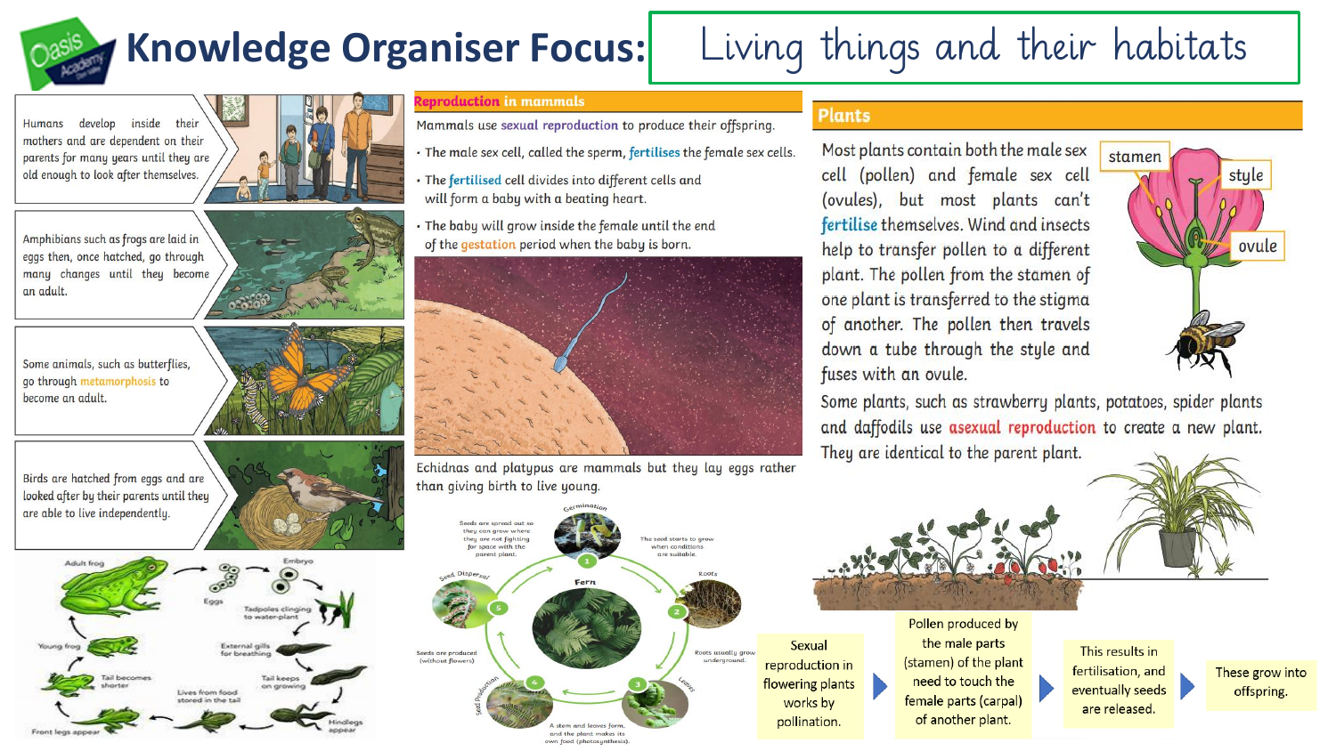# Knowledge Organiser Focus: Living things and their habitats

Humans develop inside their mothers and are dependent on their parents for many years until they are old enough to look after themselves.

Amphibians such as frogs are laid in eggs then, once hatched, go through many changes until they become an adult.

Some animals, such as butterflies, go through metamorphosis to become an adult.

Birds are hatched from eggs and are looked after by their parents until they are able to live independently.

Adult frog → Embryo → Eggs → Tadpoles clinging to water-plant → External gills for breathing → Tail keeps on growing → Hindlegs appear → Lives from food stored in the tail → Front legs appear → Tail becomes shorter → Young frog

## Reproduction in mammals

Mammals use sexual reproduction to produce their offspring.

- The male sex cell, called the sperm, fertilises the female sex cells.
- The fertilised cell divides into different cells and will form a baby with a beating heart.
- The baby will grow inside the female until the end of the gestation period when the baby is born.

Echidnas and platypus are mammals but they lay eggs rather than giving birth to live young.

Fern

1. Germination – The seed starts to grow when conditions are suitable.
2. Roots – Roots usually grow underground.
3. Leaves – A stem and leaves form, and the plant makes its own food (photosynthesis).
4. Seed Production – Seeds are produced (without flowers).
5. Seed Dispersal – Seeds are spread out so they can grow where they are not fighting for space with the parent plant.

## Plants

Most plants contain both the male sex cell (pollen) and female sex cell (ovules), but most plants can't fertilise themselves. Wind and insects help to transfer pollen to a different plant. The pollen from the stamen of one plant is transferred to the stigma of another. The pollen then travels down a tube through the style and fuses with an ovule.

stamen, style, ovule

Some plants, such as strawberry plants, potatoes, spider plants and daffodils use asexual reproduction to create a new plant. They are identical to the parent plant.

Sexual reproduction in flowering plants works by pollination. → Pollen produced by the male parts (stamen) of the plant need to touch the female parts (carpal) of another plant. → This results in fertilisation, and eventually seeds are released. → These grow into offspring.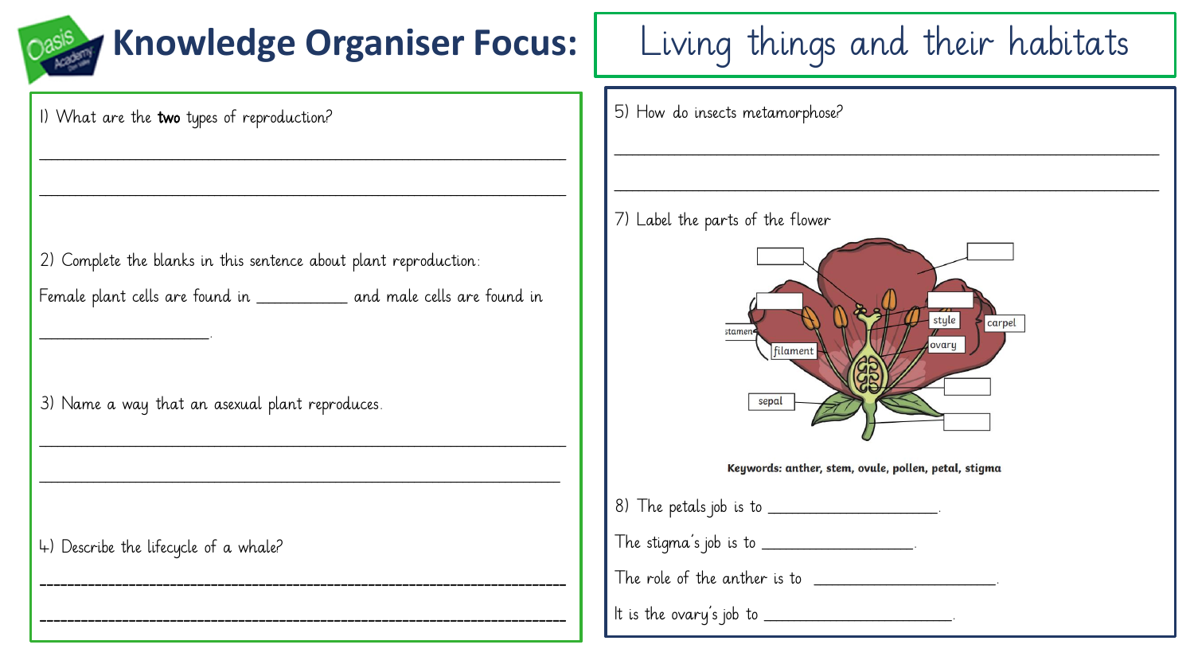# Knowledge Organiser Focus: Living things and their habitats

1) What are the **two** types of reproduction?

______________________________________________

______________________________________________

2) Complete the blanks in this sentence about plant reproduction:

Female plant cells are found in __________ and male cells are found in

__________________.

3) Name a way that an asexual plant reproduces.

______________________________________________

______________________________________________

4) Describe the lifecycle of a whale?

______________________________________________

______________________________________________

5) How do insects metamorphose?

______________________________________________

______________________________________________

7) Label the parts of the flower

stamen

filament

style

carpel

ovary

sepal

**Keywords: anther, stem, ovule, pollen, petal, stigma**

8) The petals job is to __________________.

The stigma's job is to __________________.

The role of the anther is to __________________.

It is the ovary's job to __________________.